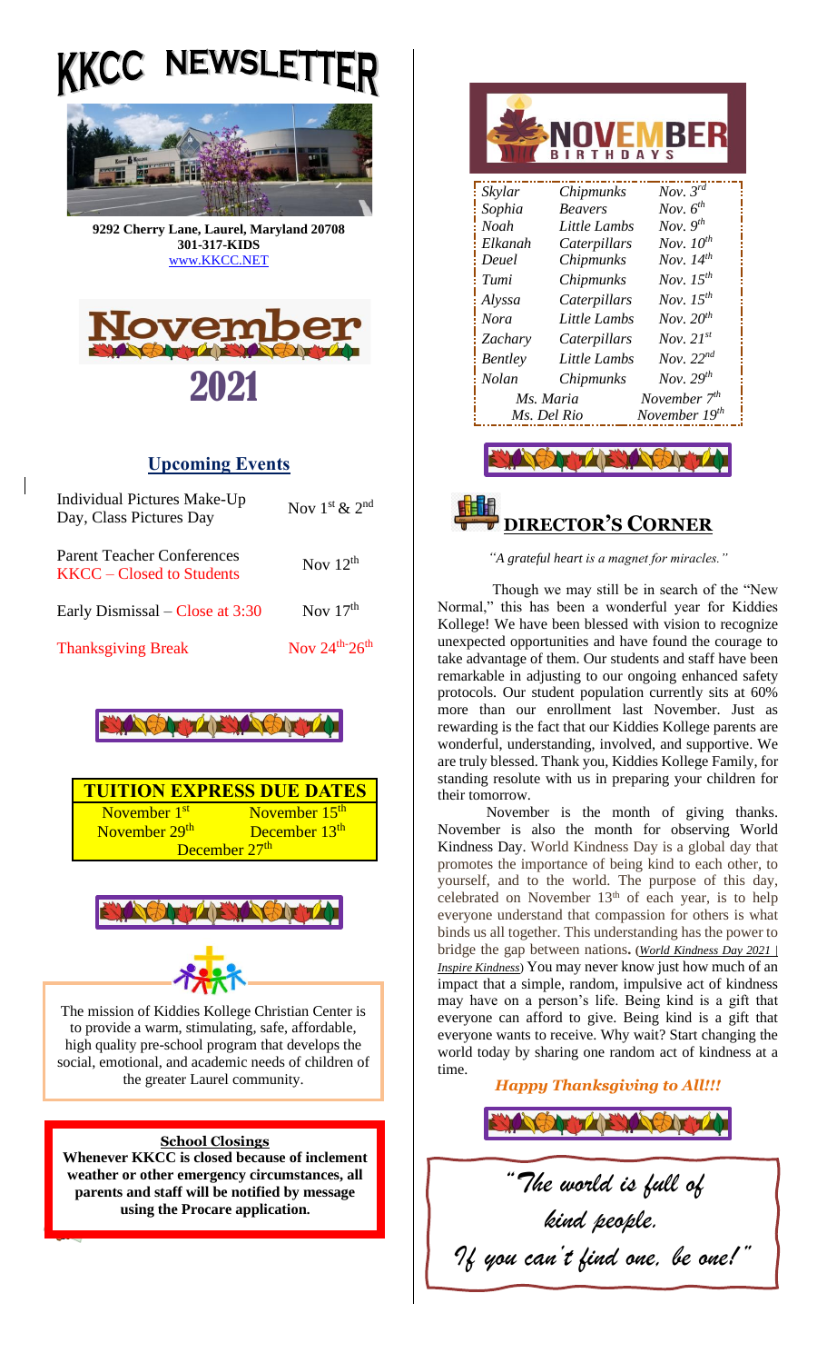# KKCC NEWSLETTER

**9292 Cherry Lane, Laurel, Maryland 20708**
**301-317-KIDS**
www.KKCC.NET

# November 2021

## Upcoming Events

| Event | Date |
|---|---|
| Individual Pictures Make-Up Day, Class Pictures Day | Nov 1st & 2nd |
| Parent Teacher Conferences KKCC – Closed to Students | Nov 12th |
| Early Dismissal – Close at 3:30 | Nov 17th |
| Thanksgiving Break | Nov 24th-26th |

## TUITION EXPRESS DUE DATES

| | |
|---|---|
| November 1st | November 15th |
| November 29th | December 13th |
| December 27th | |

The mission of Kiddies Kollege Christian Center is to provide a warm, stimulating, safe, affordable, high quality pre-school program that develops the social, emotional, and academic needs of children of the greater Laurel community.

**School Closings**

**Whenever KKCC is closed because of inclement weather or other emergency circumstances, all parents and staff will be notified by message using the Procare application.**

## NOVEMBER BIRTHDAYS

| Name | Class | Date |
|---|---|---|
| *Skylar* | *Chipmunks* | *Nov. 3rd* |
| *Sophia* | *Beavers* | *Nov. 6th* |
| *Noah* | *Little Lambs* | *Nov. 9th* |
| *Elkanah* | *Caterpillars* | *Nov. 10th* |
| *Deuel* | *Chipmunks* | *Nov. 14th* |
| *Tumi* | *Chipmunks* | *Nov. 15th* |
| *Alyssa* | *Caterpillars* | *Nov. 15th* |
| *Nora* | *Little Lambs* | *Nov. 20th* |
| *Zachary* | *Caterpillars* | *Nov. 21st* |
| *Bentley* | *Little Lambs* | *Nov. 22nd* |
| *Nolan* | *Chipmunks* | *Nov. 29th* |
| *Ms. Maria* | | *November 7th* |
| *Ms. Del Rio* | | *November 19th* |

## DIRECTOR'S CORNER

*"A grateful heart is a magnet for miracles."*

Though we may still be in search of the "New Normal," this has been a wonderful year for Kiddies Kollege! We have been blessed with vision to recognize unexpected opportunities and have found the courage to take advantage of them. Our students and staff have been remarkable in adjusting to our ongoing enhanced safety protocols. Our student population currently sits at 60% more than our enrollment last November. Just as rewarding is the fact that our Kiddies Kollege parents are wonderful, understanding, involved, and supportive. We are truly blessed. Thank you, Kiddies Kollege Family, for standing resolute with us in preparing your children for their tomorrow.

November is the month of giving thanks. November is also the month for observing World Kindness Day. World Kindness Day is a global day that promotes the importance of being kind to each other, to yourself, and to the world. The purpose of this day, celebrated on November 13th of each year, is to help everyone understand that compassion for others is what binds us all together. This understanding has the power to bridge the gap between nations. (*World Kindness Day 2021 | Inspire Kindness*) You may never know just how much of an impact that a simple, random, impulsive act of kindness may have on a person's life. Being kind is a gift that everyone can afford to give. Being kind is a gift that everyone wants to receive. Why wait? Start changing the world today by sharing one random act of kindness at a time.

***Happy Thanksgiving to All!!!***

*"The world is full of kind people. If you can't find one, be one!"*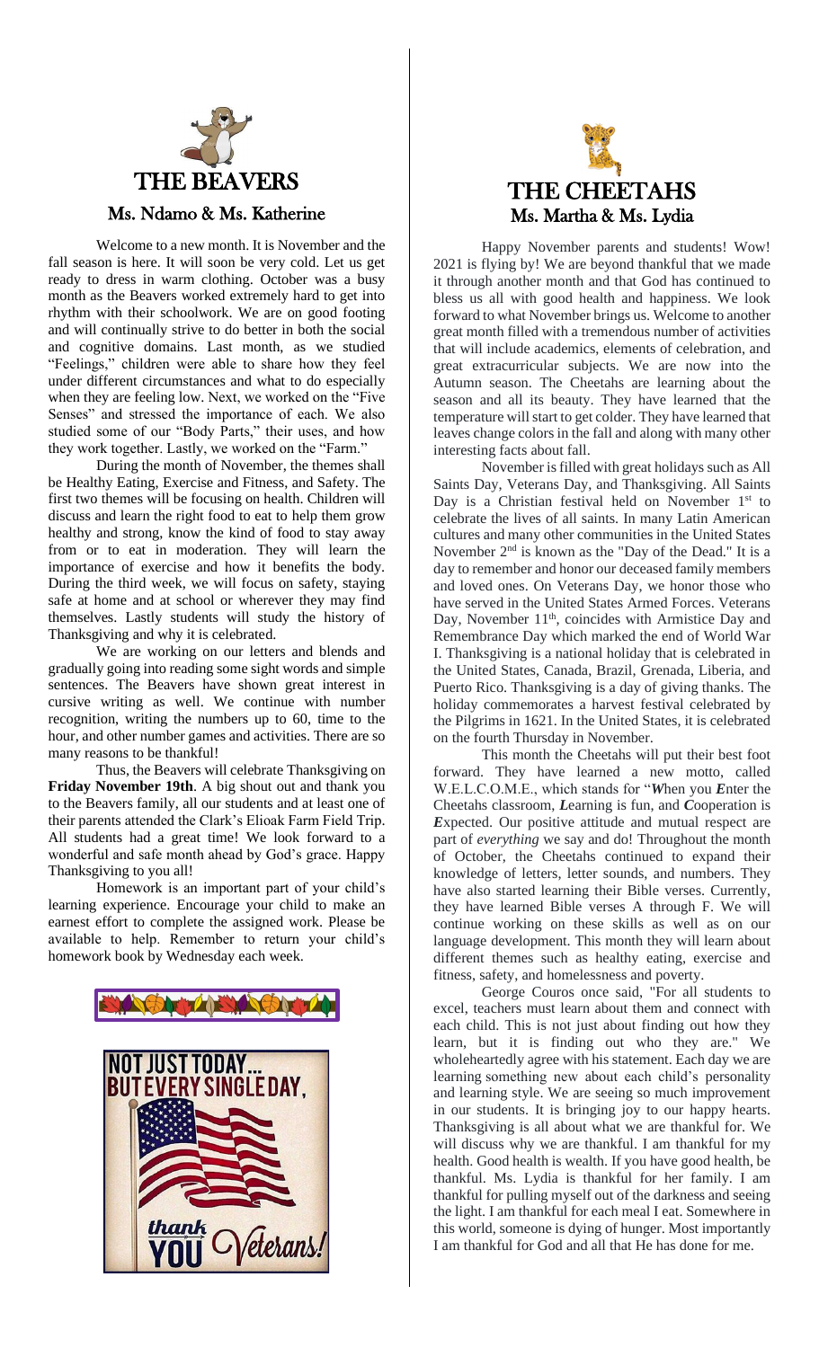# THE BEAVERS

## Ms. Ndamo & Ms. Katherine

Welcome to a new month. It is November and the fall season is here. It will soon be very cold. Let us get ready to dress in warm clothing. October was a busy month as the Beavers worked extremely hard to get into rhythm with their schoolwork. We are on good footing and will continually strive to do better in both the social and cognitive domains. Last month, as we studied "Feelings," children were able to share how they feel under different circumstances and what to do especially when they are feeling low. Next, we worked on the "Five Senses" and stressed the importance of each. We also studied some of our "Body Parts," their uses, and how they work together. Lastly, we worked on the "Farm."

During the month of November, the themes shall be Healthy Eating, Exercise and Fitness, and Safety. The first two themes will be focusing on health. Children will discuss and learn the right food to eat to help them grow healthy and strong, know the kind of food to stay away from or to eat in moderation. They will learn the importance of exercise and how it benefits the body. During the third week, we will focus on safety, staying safe at home and at school or wherever they may find themselves. Lastly students will study the history of Thanksgiving and why it is celebrated.

We are working on our letters and blends and gradually going into reading some sight words and simple sentences. The Beavers have shown great interest in cursive writing as well. We continue with number recognition, writing the numbers up to 60, time to the hour, and other number games and activities. There are so many reasons to be thankful!

Thus, the Beavers will celebrate Thanksgiving on **Friday November 19th**. A big shout out and thank you to the Beavers family, all our students and at least one of their parents attended the Clark's Elioak Farm Field Trip. All students had a great time! We look forward to a wonderful and safe month ahead by God's grace. Happy Thanksgiving to you all!

Homework is an important part of your child's learning experience. Encourage your child to make an earnest effort to complete the assigned work. Please be available to help. Remember to return your child's homework book by Wednesday each week.

NOT JUST TODAY... BUT EVERY SINGLE DAY, thank YOU Veterans!

# THE CHEETAHS

## Ms. Martha & Ms. Lydia

Happy November parents and students! Wow! 2021 is flying by! We are beyond thankful that we made it through another month and that God has continued to bless us all with good health and happiness. We look forward to what November brings us. Welcome to another great month filled with a tremendous number of activities that will include academics, elements of celebration, and great extracurricular subjects. We are now into the Autumn season. The Cheetahs are learning about the season and all its beauty. They have learned that the temperature will start to get colder. They have learned that leaves change colors in the fall and along with many other interesting facts about fall.

November is filled with great holidays such as All Saints Day, Veterans Day, and Thanksgiving. All Saints Day is a Christian festival held on November 1st to celebrate the lives of all saints. In many Latin American cultures and many other communities in the United States November 2nd is known as the "Day of the Dead." It is a day to remember and honor our deceased family members and loved ones. On Veterans Day, we honor those who have served in the United States Armed Forces. Veterans Day, November 11th, coincides with Armistice Day and Remembrance Day which marked the end of World War I. Thanksgiving is a national holiday that is celebrated in the United States, Canada, Brazil, Grenada, Liberia, and Puerto Rico. Thanksgiving is a day of giving thanks. The holiday commemorates a harvest festival celebrated by the Pilgrims in 1621. In the United States, it is celebrated on the fourth Thursday in November.

This month the Cheetahs will put their best foot forward. They have learned a new motto, called W.E.L.C.O.M.E., which stands for "***W****hen you* ***E****nter the Cheetahs classroom,* ***L****earning is fun, and* ***C****ooperation is* ***E****xpected.* Our positive attitude and mutual respect are part of *everything* we say and do! Throughout the month of October, the Cheetahs continued to expand their knowledge of letters, letter sounds, and numbers. They have also started learning their Bible verses. Currently, they have learned Bible verses A through F. We will continue working on these skills as well as on our language development. This month they will learn about different themes such as healthy eating, exercise and fitness, safety, and homelessness and poverty.

George Couros once said, "For all students to excel, teachers must learn about them and connect with each child. This is not just about finding out how they learn, but it is finding out who they are." We wholeheartedly agree with his statement. Each day we are learning something new about each child's personality and learning style. We are seeing so much improvement in our students. It is bringing joy to our happy hearts. Thanksgiving is all about what we are thankful for. We will discuss why we are thankful. I am thankful for my health. Good health is wealth. If you have good health, be thankful. Ms. Lydia is thankful for her family. I am thankful for pulling myself out of the darkness and seeing the light. I am thankful for each meal I eat. Somewhere in this world, someone is dying of hunger. Most importantly I am thankful for God and all that He has done for me.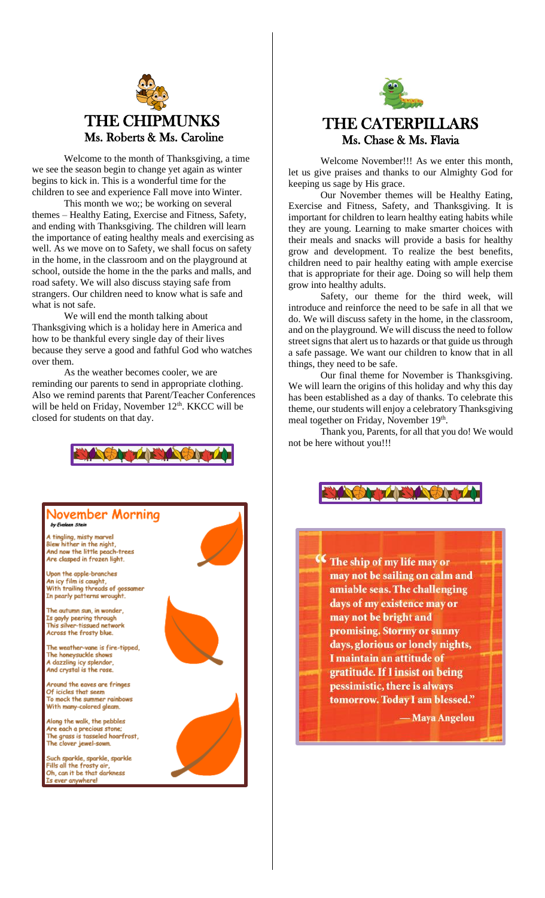# THE CHIPMUNKS

## Ms. Roberts & Ms. Caroline

Welcome to the month of Thanksgiving, a time we see the season begin to change yet again as winter begins to kick in. This is a wonderful time for the children to see and experience Fall move into Winter.

This month we wo;; be working on several themes – Healthy Eating, Exercise and Fitness, Safety, and ending with Thanksgiving. The children will learn the importance of eating healthy meals and exercising as well. As we move on to Safety, we shall focus on safety in the home, in the classroom and on the playground at school, outside the home in the the parks and malls, and road safety. We will also discuss staying safe from strangers. Our children need to know what is safe and what is not safe.

We will end the month talking about Thanksgiving which is a holiday here in America and how to be thankful every single day of their lives because they serve a good and fathful God who watches over them.

As the weather becomes cooler, we are reminding our parents to send in appropriate clothing. Also we remind parents that Parent/Teacher Conferences will be held on Friday, November 12th. KKCC will be closed for students on that day.

## November Morning

*by Evaleen Stein*

A tingling, misty marvel
Blew hither in the night,
And now the little peach-trees
Are clasped in frozen light.

Upon the apple-branches
An icy film is caught,
With trailing threads of gossamer
In pearly patterns wrought.

The autumn sun, in wonder,
Is gayly peering through
This silver-tissued network
Across the frosty blue.

The weather-vane is fire-tipped,
The honeysuckle shows
A dazzling icy splendor,
And crystal is the rose.

Around the eaves are fringes
Of icicles that seem
To mock the summer rainbows
With many-colored gleam.

Along the walk, the pebbles
Are each a precious stone;
The grass is tasseled hoarfrost,
The clover jewel-sown.

Such sparkle, sparkle, sparkle
Fills all the frosty air,
Oh, can it be that darkness
Is ever anywhere!

# THE CATERPILLARS

## Ms. Chase & Ms. Flavia

Welcome November!!! As we enter this month, let us give praises and thanks to our Almighty God for keeping us sage by His grace.

Our November themes will be Healthy Eating, Exercise and Fitness, Safety, and Thanksgiving. It is important for children to learn healthy eating habits while they are young. Learning to make smarter choices with their meals and snacks will provide a basis for healthy grow and development. To realize the best benefits, children need to pair healthy eating with ample exercise that is appropriate for their age. Doing so will help them grow into healthy adults.

Safety, our theme for the third week, will introduce and reinforce the need to be safe in all that we do. We will discuss safety in the home, in the classroom, and on the playground. We will discuss the need to follow street signs that alert us to hazards or that guide us through a safe passage. We want our children to know that in all things, they need to be safe.

Our final theme for November is Thanksgiving. We will learn the origins of this holiday and why this day has been established as a day of thanks. To celebrate this theme, our students will enjoy a celebratory Thanksgiving meal together on Friday, November 19th.

Thank you, Parents, for all that you do! We would not be here without you!!!

> **"The ship of my life may or may not be sailing on calm and amiable seas. The challenging days of my existence may or may not be bright and promising. Stormy or sunny days, glorious or lonely nights, I maintain an attitude of gratitude. If I insist on being pessimistic, there is always tomorrow. Today I am blessed."**
>
> **— Maya Angelou**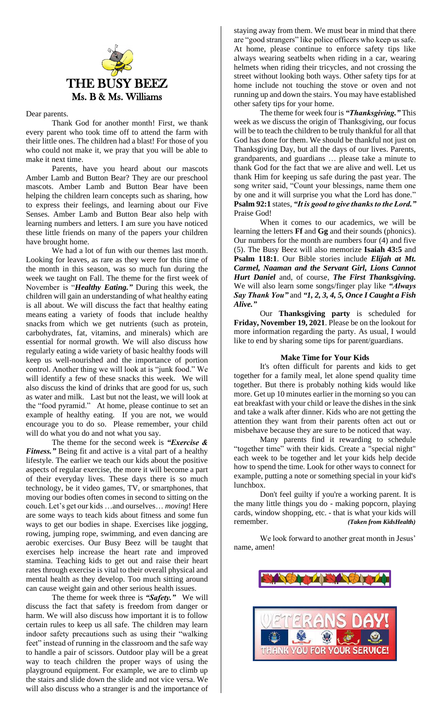# THE BUSY BEEZ

## Ms. B & Ms. Williams

Dear parents.

Thank God for another month! First, we thank every parent who took time off to attend the farm with their little ones. The children had a blast! For those of you who could not make it, we pray that you will be able to make it next time.

Parents, have you heard about our mascots Amber Lamb and Button Bear? They are our preschool mascots. Amber Lamb and Button Bear have been helping the children learn concepts such as sharing, how to express their feelings, and learning about our Five Senses. Amber Lamb and Button Bear also help with learning numbers and letters. I am sure you have noticed these little friends on many of the papers your children have brought home.

We had a lot of fun with our themes last month. Looking for leaves, as rare as they were for this time of the month in this season, was so much fun during the week we taught on Fall. The theme for the first week of November is "***Healthy Eating.***" During this week, the children will gain an understanding of what healthy eating is all about. We will discuss the fact that healthy eating means eating a variety of foods that include healthy snacks from which we get nutrients (such as protein, carbohydrates, fat, vitamins, and minerals) which are essential for normal growth. We will also discuss how regularly eating a wide variety of basic healthy foods will keep us well-nourished and the importance of portion control. Another thing we will look at is "junk food." We will identify a few of these snacks this week. We will also discuss the kind of drinks that are good for us, such as water and milk. Last but not the least, we will look at the "food pyramid." At home, please continue to set an example of healthy eating. If you are not, we would encourage you to do so. Please remember, your child will do what you do and not what you say.

The theme for the second week is ***"Exercise & Fitness."*** Being fit and active is a vital part of a healthy lifestyle. The earlier we teach our kids about the positive aspects of regular exercise, the more it will become a part of their everyday lives. These days there is so much technology, be it video games, TV, or smartphones, that moving our bodies often comes in second to sitting on the couch. Let's get our kids …and ourselves… *moving*! Here are some ways to teach kids about fitness and some fun ways to get our bodies in shape. Exercises like jogging, rowing, jumping rope, swimming, and even dancing are aerobic exercises. Our Busy Beez will be taught that exercises help increase the heart rate and improved stamina. Teaching kids to get out and raise their heart rates through exercise is vital to their overall physical and mental health as they develop. Too much sitting around can cause weight gain and other serious health issues.

The theme for week three is ***"Safety."*** We will discuss the fact that safety is freedom from danger or harm. We will also discuss how important it is to follow certain rules to keep us all safe. The children may learn indoor safety precautions such as using their "walking feet" instead of running in the classroom and the safe way to handle a pair of scissors. Outdoor play will be a great way to teach children the proper ways of using the playground equipment. For example, we are to climb up the stairs and slide down the slide and not vice versa. We will also discuss who a stranger is and the importance of staying away from them. We must bear in mind that there are "good strangers" like police officers who keep us safe. At home, please continue to enforce safety tips like always wearing seatbelts when riding in a car, wearing helmets when riding their tricycles, and not crossing the street without looking both ways. Other safety tips for at home include not touching the stove or oven and not running up and down the stairs. You may have established other safety tips for your home.

The theme for week four is ***"Thanksgiving."*** This week as we discuss the origin of Thanksgiving, our focus will be to teach the children to be truly thankful for all that God has done for them. We should be thankful not just on Thanksgiving Day, but all the days of our lives. Parents, grandparents, and guardians … please take a minute to thank God for the fact that we are alive and well. Let us thank Him for keeping us safe during the past year. The song writer said, "Count your blessings, name them one by one and it will surprise you what the Lord has done." **Psalm 92:1** states, ***"It is good to give thanks to the Lord."*** Praise God!

When it comes to our academics, we will be learning the letters **Ff** and **Gg** and their sounds (phonics). Our numbers for the month are numbers four (4) and five (5). The Busy Beez will also memorize **Isaiah 43:5** and **Psalm 118:1**. Our Bible stories include ***Elijah at Mt. Carmel, Naaman and the Servant Girl, Lions Cannot Hurt Daniel*** and, of course, ***The First Thanksgiving.*** We will also learn some songs/finger play like ***"Always Say Thank You"*** and ***"1, 2, 3, 4, 5, Once I Caught a Fish Alive."***

Our **Thanksgiving party** is scheduled for **Friday, November 19, 2021**. Please be on the lookout for more information regarding the party. As usual, I would like to end by sharing some tips for parent/guardians.

### Make Time for Your Kids

It's often difficult for parents and kids to get together for a family meal, let alone spend quality time together. But there is probably nothing kids would like more. Get up 10 minutes earlier in the morning so you can eat breakfast with your child or leave the dishes in the sink and take a walk after dinner. Kids who are not getting the attention they want from their parents often act out or misbehave because they are sure to be noticed that way.

Many parents find it rewarding to schedule "together time" with their kids. Create a "special night" each week to be together and let your kids help decide how to spend the time. Look for other ways to connect for example, putting a note or something special in your kid's lunchbox.

Don't feel guilty if you're a working parent. It is the many little things you do - making popcorn, playing cards, window shopping, etc. - that is what your kids will remember. ***(Taken from KidsHealth)***

We look forward to another great month in Jesus' name, amen!

VETERANS DAY!

THANK YOU FOR YOUR SERVICE!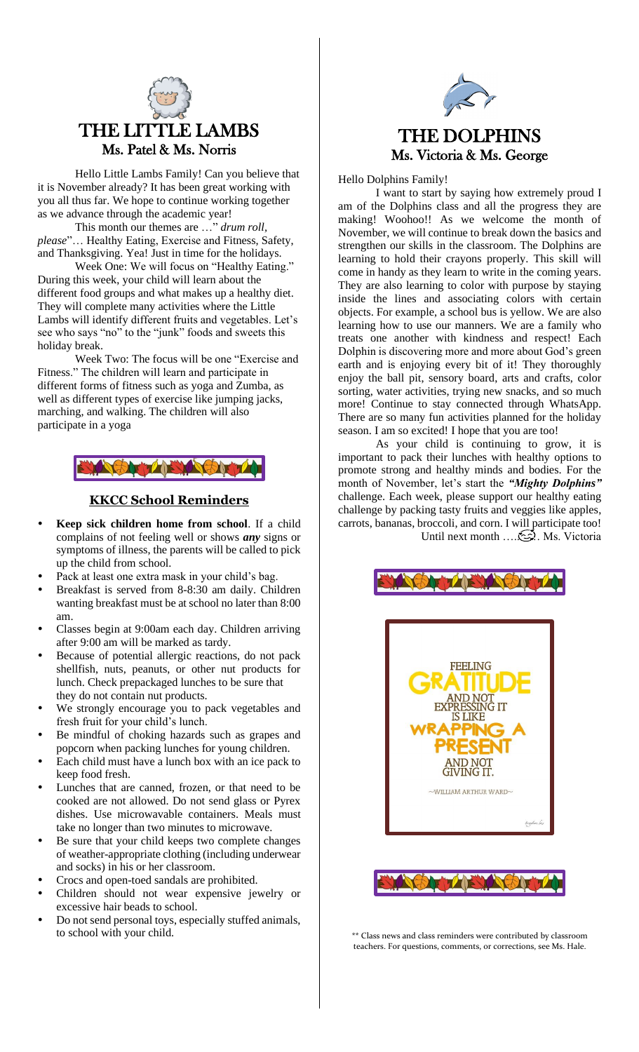# THE LITTLE LAMBS

## Ms. Patel & Ms. Norris

Hello Little Lambs Family! Can you believe that it is November already? It has been great working with you all thus far. We hope to continue working together as we advance through the academic year!

This month our themes are …" *drum roll, please*"… Healthy Eating, Exercise and Fitness, Safety, and Thanksgiving. Yea! Just in time for the holidays.

Week One: We will focus on "Healthy Eating." During this week, your child will learn about the different food groups and what makes up a healthy diet. They will complete many activities where the Little Lambs will identify different fruits and vegetables. Let's see who says "no" to the "junk" foods and sweets this holiday break.

Week Two: The focus will be one "Exercise and Fitness." The children will learn and participate in different forms of fitness such as yoga and Zumba, as well as different types of exercise like jumping jacks, marching, and walking. The children will also participate in a yoga

## KKCC School Reminders

- **Keep sick children home from school**. If a child complains of not feeling well or shows ***any*** signs or symptoms of illness, the parents will be called to pick up the child from school.
- Pack at least one extra mask in your child's bag.
- Breakfast is served from 8-8:30 am daily. Children wanting breakfast must be at school no later than 8:00 am.
- Classes begin at 9:00am each day. Children arriving after 9:00 am will be marked as tardy.
- Because of potential allergic reactions, do not pack shellfish, nuts, peanuts, or other nut products for lunch. Check prepackaged lunches to be sure that they do not contain nut products.
- We strongly encourage you to pack vegetables and fresh fruit for your child's lunch.
- Be mindful of choking hazards such as grapes and popcorn when packing lunches for young children.
- Each child must have a lunch box with an ice pack to keep food fresh.
- Lunches that are canned, frozen, or that need to be cooked are not allowed. Do not send glass or Pyrex dishes. Use microwavable containers. Meals must take no longer than two minutes to microwave.
- Be sure that your child keeps two complete changes of weather-appropriate clothing (including underwear and socks) in his or her classroom.
- Crocs and open-toed sandals are prohibited.
- Children should not wear expensive jewelry or excessive hair beads to school.
- Do not send personal toys, especially stuffed animals, to school with your child.

# THE DOLPHINS

## Ms. Victoria & Ms. George

Hello Dolphins Family!

I want to start by saying how extremely proud I am of the Dolphins class and all the progress they are making! Woohoo!! As we welcome the month of November, we will continue to break down the basics and strengthen our skills in the classroom. The Dolphins are learning to hold their crayons properly. This skill will come in handy as they learn to write in the coming years. They are also learning to color with purpose by staying inside the lines and associating colors with certain objects. For example, a school bus is yellow. We are also learning how to use our manners. We are a family who treats one another with kindness and respect! Each Dolphin is discovering more and more about God's green earth and is enjoying every bit of it! They thoroughly enjoy the ball pit, sensory board, arts and crafts, color sorting, water activities, trying new snacks, and so much more! Continue to stay connected through WhatsApp. There are so many fun activities planned for the holiday season. I am so excited! I hope that you are too!

As your child is continuing to grow, it is important to pack their lunches with healthy options to promote strong and healthy minds and bodies. For the month of November, let's start the ***"Mighty Dolphins"*** challenge. Each week, please support our healthy eating challenge by packing tasty fruits and veggies like apples, carrots, bananas, broccoli, and corn. I will participate too!

Until next month …. 😊. Ms. Victoria

FEELING GRATITUDE AND NOT EXPRESSING IT IS LIKE WRAPPING A PRESENT AND NOT GIVING IT.

~WILLIAM ARTHUR WARD~

** Class news and class reminders were contributed by classroom teachers. For questions, comments, or corrections, see Ms. Hale.